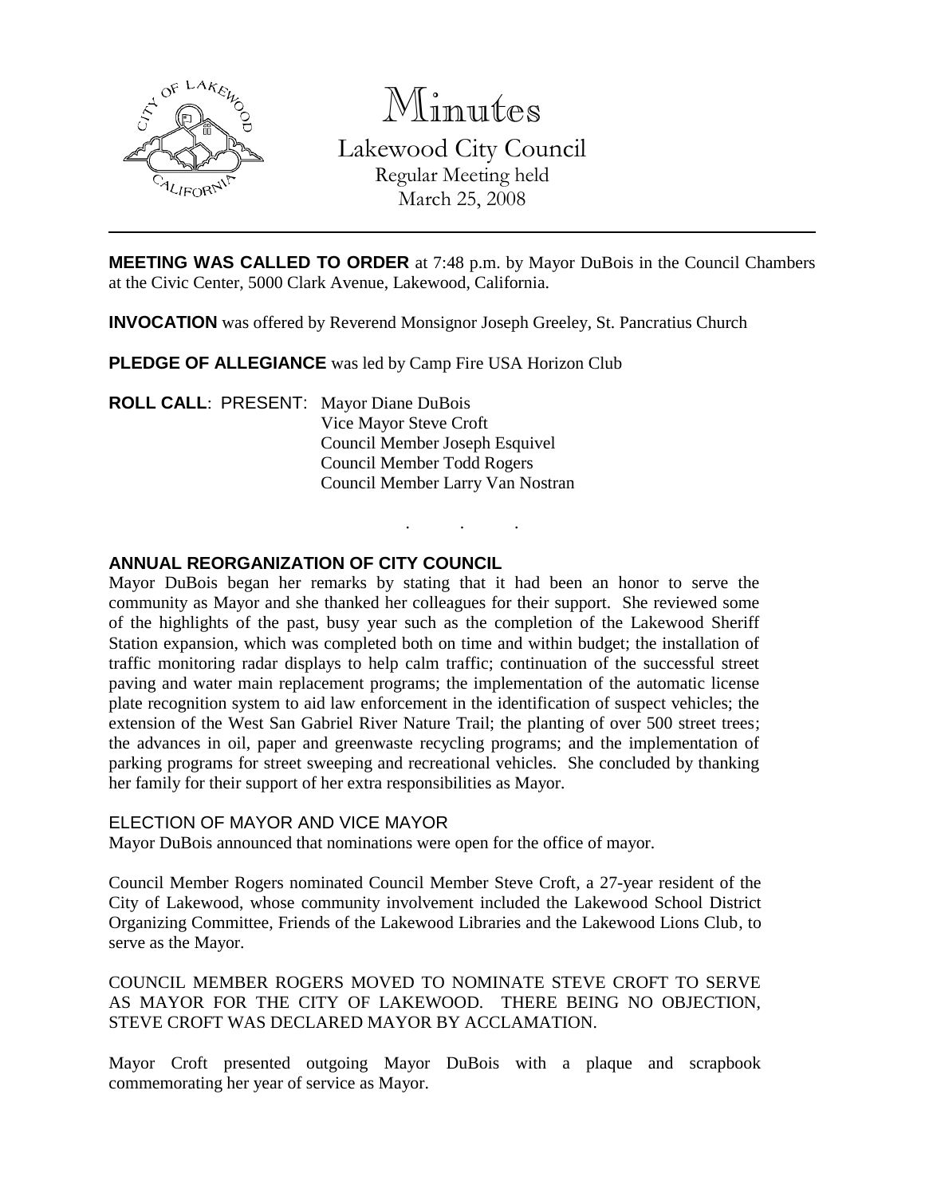# Minutes

Lakewood City Council
Regular Meeting held
March 25, 2008

---

**MEETING WAS CALLED TO ORDER** at 7:48 p.m. by Mayor DuBois in the Council Chambers at the Civic Center, 5000 Clark Avenue, Lakewood, California.

**INVOCATION** was offered by Reverend Monsignor Joseph Greeley, St. Pancratius Church

**PLEDGE OF ALLEGIANCE** was led by Camp Fire USA Horizon Club

**ROLL CALL**: PRESENT: Mayor Diane DuBois
Vice Mayor Steve Croft
Council Member Joseph Esquivel
Council Member Todd Rogers
Council Member Larry Van Nostran

. . .

**ANNUAL REORGANIZATION OF CITY COUNCIL**

Mayor DuBois began her remarks by stating that it had been an honor to serve the community as Mayor and she thanked her colleagues for their support. She reviewed some of the highlights of the past, busy year such as the completion of the Lakewood Sheriff Station expansion, which was completed both on time and within budget; the installation of traffic monitoring radar displays to help calm traffic; continuation of the successful street paving and water main replacement programs; the implementation of the automatic license plate recognition system to aid law enforcement in the identification of suspect vehicles; the extension of the West San Gabriel River Nature Trail; the planting of over 500 street trees; the advances in oil, paper and greenwaste recycling programs; and the implementation of parking programs for street sweeping and recreational vehicles. She concluded by thanking her family for their support of her extra responsibilities as Mayor.

ELECTION OF MAYOR AND VICE MAYOR

Mayor DuBois announced that nominations were open for the office of mayor.

Council Member Rogers nominated Council Member Steve Croft, a 27-year resident of the City of Lakewood, whose community involvement included the Lakewood School District Organizing Committee, Friends of the Lakewood Libraries and the Lakewood Lions Club, to serve as the Mayor.

COUNCIL MEMBER ROGERS MOVED TO NOMINATE STEVE CROFT TO SERVE AS MAYOR FOR THE CITY OF LAKEWOOD. THERE BEING NO OBJECTION, STEVE CROFT WAS DECLARED MAYOR BY ACCLAMATION.

Mayor Croft presented outgoing Mayor DuBois with a plaque and scrapbook commemorating her year of service as Mayor.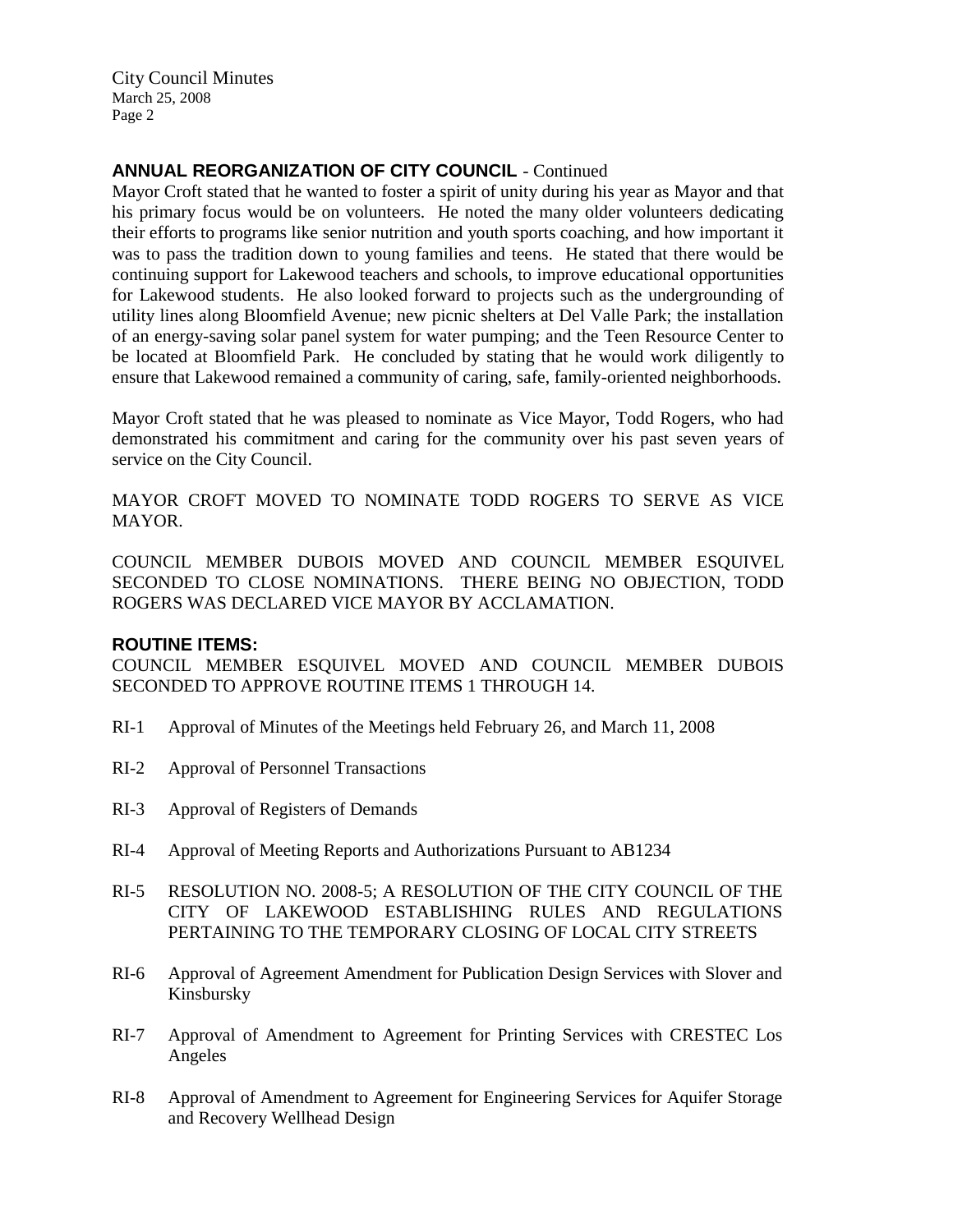## ANNUAL REORGANIZATION OF CITY COUNCIL - Continued

Mayor Croft stated that he wanted to foster a spirit of unity during his year as Mayor and that his primary focus would be on volunteers. He noted the many older volunteers dedicating their efforts to programs like senior nutrition and youth sports coaching, and how important it was to pass the tradition down to young families and teens. He stated that there would be continuing support for Lakewood teachers and schools, to improve educational opportunities for Lakewood students. He also looked forward to projects such as the undergrounding of utility lines along Bloomfield Avenue; new picnic shelters at Del Valle Park; the installation of an energy-saving solar panel system for water pumping; and the Teen Resource Center to be located at Bloomfield Park. He concluded by stating that he would work diligently to ensure that Lakewood remained a community of caring, safe, family-oriented neighborhoods.

Mayor Croft stated that he was pleased to nominate as Vice Mayor, Todd Rogers, who had demonstrated his commitment and caring for the community over his past seven years of service on the City Council.

MAYOR CROFT MOVED TO NOMINATE TODD ROGERS TO SERVE AS VICE MAYOR.

COUNCIL MEMBER DUBOIS MOVED AND COUNCIL MEMBER ESQUIVEL SECONDED TO CLOSE NOMINATIONS. THERE BEING NO OBJECTION, TODD ROGERS WAS DECLARED VICE MAYOR BY ACCLAMATION.

## ROUTINE ITEMS:

COUNCIL MEMBER ESQUIVEL MOVED AND COUNCIL MEMBER DUBOIS SECONDED TO APPROVE ROUTINE ITEMS 1 THROUGH 14.

RI-1 Approval of Minutes of the Meetings held February 26, and March 11, 2008

RI-2 Approval of Personnel Transactions

RI-3 Approval of Registers of Demands

RI-4 Approval of Meeting Reports and Authorizations Pursuant to AB1234

RI-5 RESOLUTION NO. 2008-5; A RESOLUTION OF THE CITY COUNCIL OF THE CITY OF LAKEWOOD ESTABLISHING RULES AND REGULATIONS PERTAINING TO THE TEMPORARY CLOSING OF LOCAL CITY STREETS

RI-6 Approval of Agreement Amendment for Publication Design Services with Slover and Kinsbursky

RI-7 Approval of Amendment to Agreement for Printing Services with CRESTEC Los Angeles

RI-8 Approval of Amendment to Agreement for Engineering Services for Aquifer Storage and Recovery Wellhead Design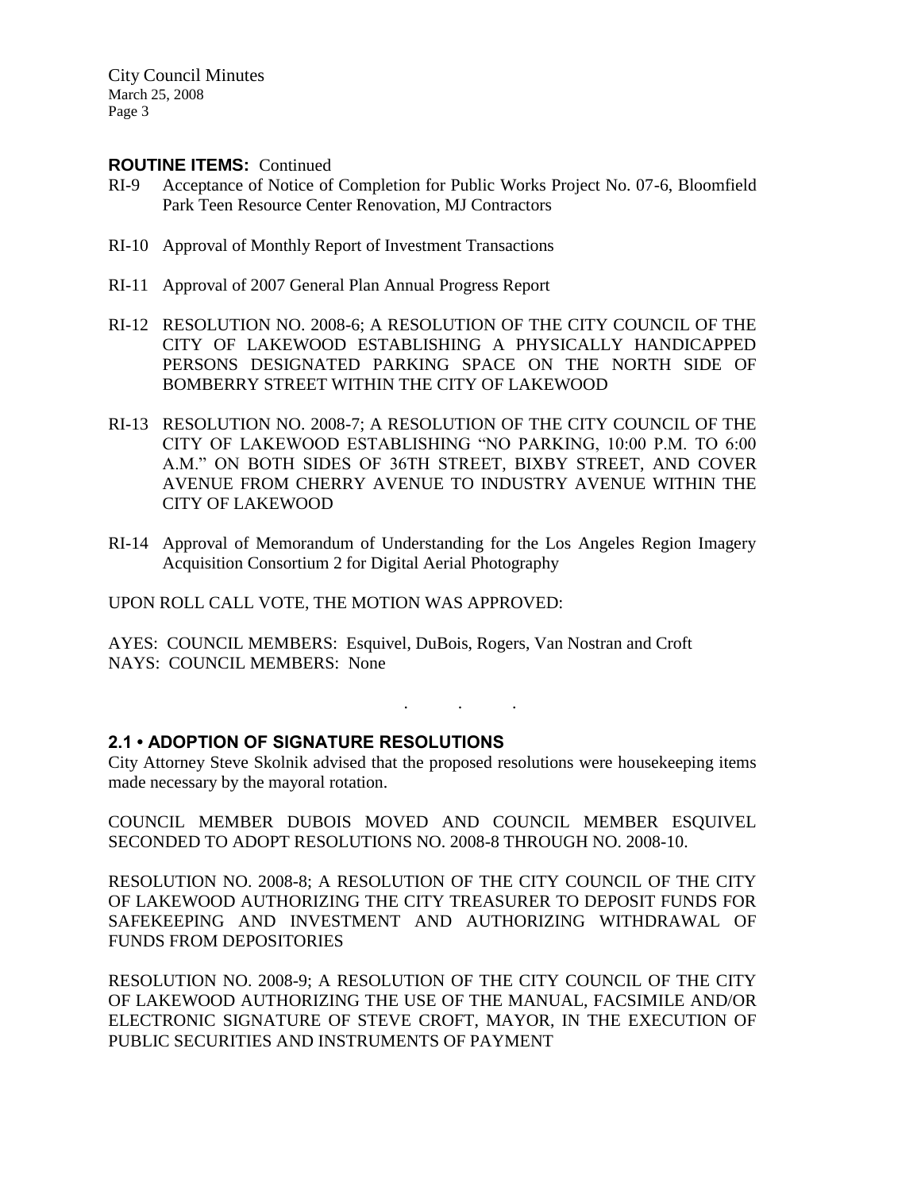**ROUTINE ITEMS:** Continued

RI-9 Acceptance of Notice of Completion for Public Works Project No. 07-6, Bloomfield Park Teen Resource Center Renovation, MJ Contractors

RI-10 Approval of Monthly Report of Investment Transactions

RI-11 Approval of 2007 General Plan Annual Progress Report

RI-12 RESOLUTION NO. 2008-6; A RESOLUTION OF THE CITY COUNCIL OF THE CITY OF LAKEWOOD ESTABLISHING A PHYSICALLY HANDICAPPED PERSONS DESIGNATED PARKING SPACE ON THE NORTH SIDE OF BOMBERRY STREET WITHIN THE CITY OF LAKEWOOD

RI-13 RESOLUTION NO. 2008-7; A RESOLUTION OF THE CITY COUNCIL OF THE CITY OF LAKEWOOD ESTABLISHING "NO PARKING, 10:00 P.M. TO 6:00 A.M." ON BOTH SIDES OF 36TH STREET, BIXBY STREET, AND COVER AVENUE FROM CHERRY AVENUE TO INDUSTRY AVENUE WITHIN THE CITY OF LAKEWOOD

RI-14 Approval of Memorandum of Understanding for the Los Angeles Region Imagery Acquisition Consortium 2 for Digital Aerial Photography

UPON ROLL CALL VOTE, THE MOTION WAS APPROVED:

AYES: COUNCIL MEMBERS: Esquivel, DuBois, Rogers, Van Nostran and Croft
NAYS: COUNCIL MEMBERS: None

. . .

## 2.1 • ADOPTION OF SIGNATURE RESOLUTIONS

City Attorney Steve Skolnik advised that the proposed resolutions were housekeeping items made necessary by the mayoral rotation.

COUNCIL MEMBER DUBOIS MOVED AND COUNCIL MEMBER ESQUIVEL SECONDED TO ADOPT RESOLUTIONS NO. 2008-8 THROUGH NO. 2008-10.

RESOLUTION NO. 2008-8; A RESOLUTION OF THE CITY COUNCIL OF THE CITY OF LAKEWOOD AUTHORIZING THE CITY TREASURER TO DEPOSIT FUNDS FOR SAFEKEEPING AND INVESTMENT AND AUTHORIZING WITHDRAWAL OF FUNDS FROM DEPOSITORIES

RESOLUTION NO. 2008-9; A RESOLUTION OF THE CITY COUNCIL OF THE CITY OF LAKEWOOD AUTHORIZING THE USE OF THE MANUAL, FACSIMILE AND/OR ELECTRONIC SIGNATURE OF STEVE CROFT, MAYOR, IN THE EXECUTION OF PUBLIC SECURITIES AND INSTRUMENTS OF PAYMENT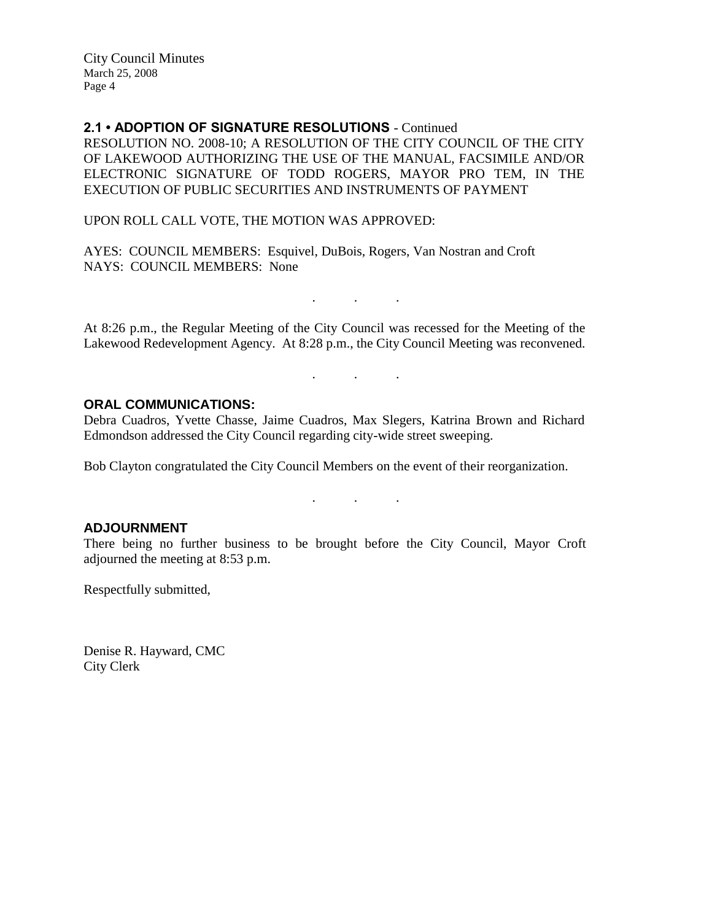## 2.1 • ADOPTION OF SIGNATURE RESOLUTIONS - Continued

RESOLUTION NO. 2008-10; A RESOLUTION OF THE CITY COUNCIL OF THE CITY OF LAKEWOOD AUTHORIZING THE USE OF THE MANUAL, FACSIMILE AND/OR ELECTRONIC SIGNATURE OF TODD ROGERS, MAYOR PRO TEM, IN THE EXECUTION OF PUBLIC SECURITIES AND INSTRUMENTS OF PAYMENT

UPON ROLL CALL VOTE, THE MOTION WAS APPROVED:

AYES: COUNCIL MEMBERS: Esquivel, DuBois, Rogers, Van Nostran and Croft
NAYS: COUNCIL MEMBERS: None

. . .

At 8:26 p.m., the Regular Meeting of the City Council was recessed for the Meeting of the Lakewood Redevelopment Agency. At 8:28 p.m., the City Council Meeting was reconvened.

. . .

## ORAL COMMUNICATIONS:

Debra Cuadros, Yvette Chasse, Jaime Cuadros, Max Slegers, Katrina Brown and Richard Edmondson addressed the City Council regarding city-wide street sweeping.

Bob Clayton congratulated the City Council Members on the event of their reorganization.

. . .

## ADJOURNMENT

There being no further business to be brought before the City Council, Mayor Croft adjourned the meeting at 8:53 p.m.

Respectfully submitted,

Denise R. Hayward, CMC
City Clerk